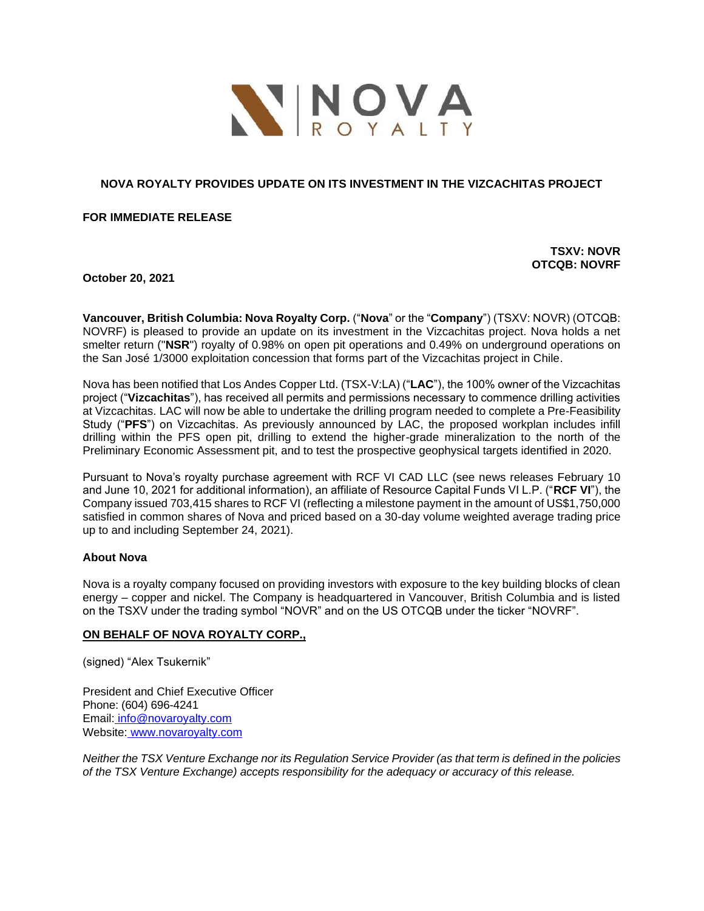NOVA ROYALTY

# NOVA ROYALTY PROVIDES UPDATE ON ITS INVESTMENT IN THE VIZCACHITAS PROJECT

**FOR IMMEDIATE RELEASE**

**TSXV: NOVR**
**OTCQB: NOVRF**

**October 20, 2021**

**Vancouver, British Columbia: Nova Royalty Corp.** ("**Nova**" or the "**Company**") (TSXV: NOVR) (OTCQB: NOVRF) is pleased to provide an update on its investment in the Vizcachitas project. Nova holds a net smelter return ("**NSR**") royalty of 0.98% on open pit operations and 0.49% on underground operations on the San José 1/3000 exploitation concession that forms part of the Vizcachitas project in Chile.

Nova has been notified that Los Andes Copper Ltd. (TSX-V:LA) ("**LAC**"), the 100% owner of the Vizcachitas project ("**Vizcachitas**"), has received all permits and permissions necessary to commence drilling activities at Vizcachitas. LAC will now be able to undertake the drilling program needed to complete a Pre-Feasibility Study ("**PFS**") on Vizcachitas. As previously announced by LAC, the proposed workplan includes infill drilling within the PFS open pit, drilling to extend the higher-grade mineralization to the north of the Preliminary Economic Assessment pit, and to test the prospective geophysical targets identified in 2020.

Pursuant to Nova's royalty purchase agreement with RCF VI CAD LLC (see news releases February 10 and June 10, 2021 for additional information), an affiliate of Resource Capital Funds VI L.P. ("**RCF VI**"), the Company issued 703,415 shares to RCF VI (reflecting a milestone payment in the amount of US$1,750,000 satisfied in common shares of Nova and priced based on a 30-day volume weighted average trading price up to and including September 24, 2021).

**About Nova**

Nova is a royalty company focused on providing investors with exposure to the key building blocks of clean energy – copper and nickel. The Company is headquartered in Vancouver, British Columbia and is listed on the TSXV under the trading symbol "NOVR" and on the US OTCQB under the ticker "NOVRF".

**ON BEHALF OF NOVA ROYALTY CORP.,**

(signed) "Alex Tsukernik"

President and Chief Executive Officer
Phone: (604) 696-4241
Email: info@novaroyalty.com
Website: www.novaroyalty.com

*Neither the TSX Venture Exchange nor its Regulation Service Provider (as that term is defined in the policies of the TSX Venture Exchange) accepts responsibility for the adequacy or accuracy of this release.*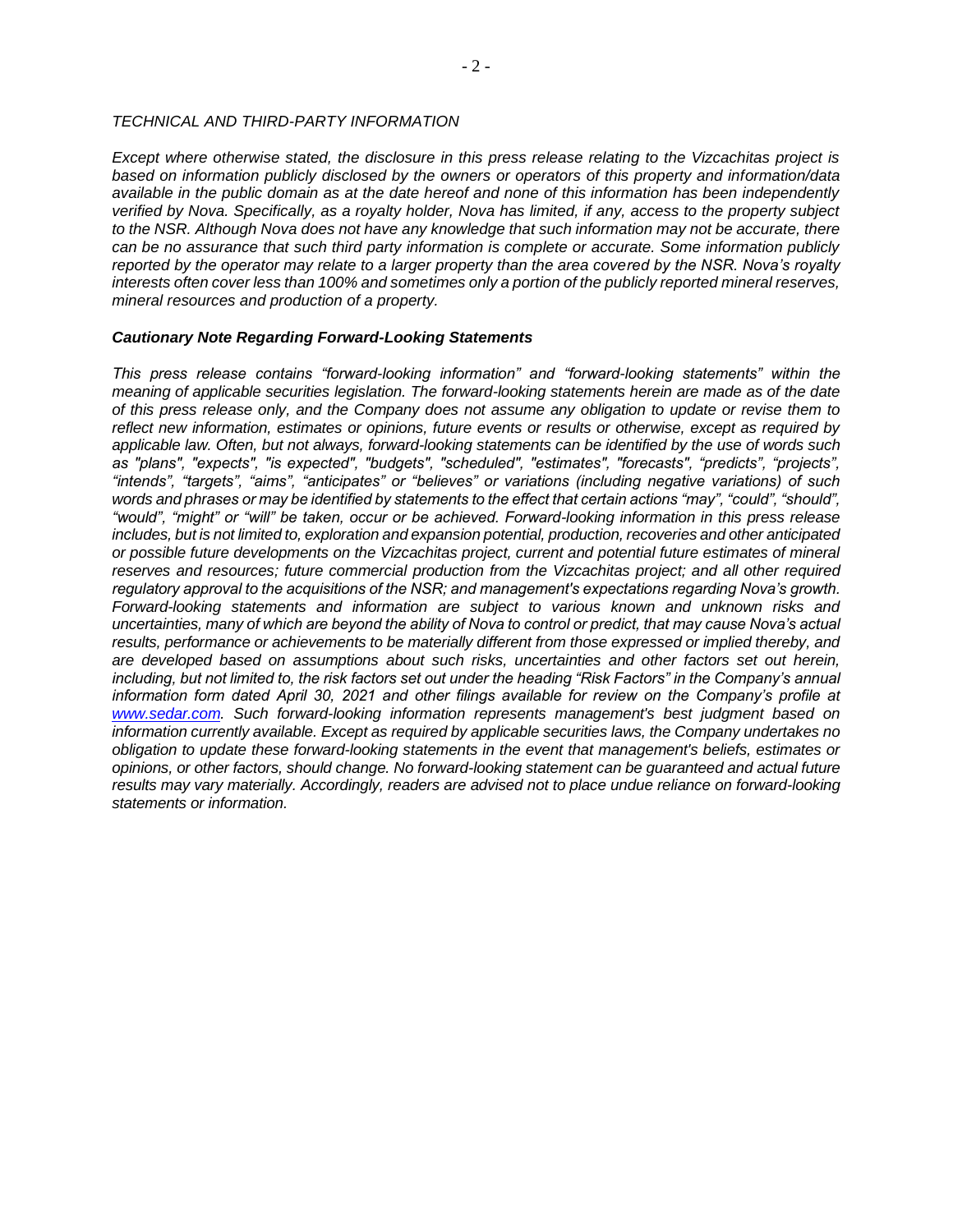*TECHNICAL AND THIRD-PARTY INFORMATION*

*Except where otherwise stated, the disclosure in this press release relating to the Vizcachitas project is based on information publicly disclosed by the owners or operators of this property and information/data available in the public domain as at the date hereof and none of this information has been independently verified by Nova. Specifically, as a royalty holder, Nova has limited, if any, access to the property subject to the NSR. Although Nova does not have any knowledge that such information may not be accurate, there can be no assurance that such third party information is complete or accurate. Some information publicly reported by the operator may relate to a larger property than the area covered by the NSR. Nova's royalty interests often cover less than 100% and sometimes only a portion of the publicly reported mineral reserves, mineral resources and production of a property.*

***Cautionary Note Regarding Forward-Looking Statements***

*This press release contains "forward-looking information" and "forward-looking statements" within the meaning of applicable securities legislation. The forward-looking statements herein are made as of the date of this press release only, and the Company does not assume any obligation to update or revise them to reflect new information, estimates or opinions, future events or results or otherwise, except as required by applicable law. Often, but not always, forward-looking statements can be identified by the use of words such as "plans", "expects", "is expected", "budgets", "scheduled", "estimates", "forecasts", "predicts", "projects", "intends", "targets", "aims", "anticipates" or "believes" or variations (including negative variations) of such words and phrases or may be identified by statements to the effect that certain actions "may", "could", "should", "would", "might" or "will" be taken, occur or be achieved. Forward-looking information in this press release includes, but is not limited to, exploration and expansion potential, production, recoveries and other anticipated or possible future developments on the Vizcachitas project, current and potential future estimates of mineral reserves and resources; future commercial production from the Vizcachitas project; and all other required regulatory approval to the acquisitions of the NSR; and management's expectations regarding Nova's growth. Forward-looking statements and information are subject to various known and unknown risks and uncertainties, many of which are beyond the ability of Nova to control or predict, that may cause Nova's actual results, performance or achievements to be materially different from those expressed or implied thereby, and are developed based on assumptions about such risks, uncertainties and other factors set out herein, including, but not limited to, the risk factors set out under the heading "Risk Factors" in the Company's annual information form dated April 30, 2021 and other filings available for review on the Company's profile at [www.sedar.com](www.sedar.com). Such forward-looking information represents management's best judgment based on information currently available. Except as required by applicable securities laws, the Company undertakes no obligation to update these forward-looking statements in the event that management's beliefs, estimates or opinions, or other factors, should change. No forward-looking statement can be guaranteed and actual future results may vary materially. Accordingly, readers are advised not to place undue reliance on forward-looking statements or information.*